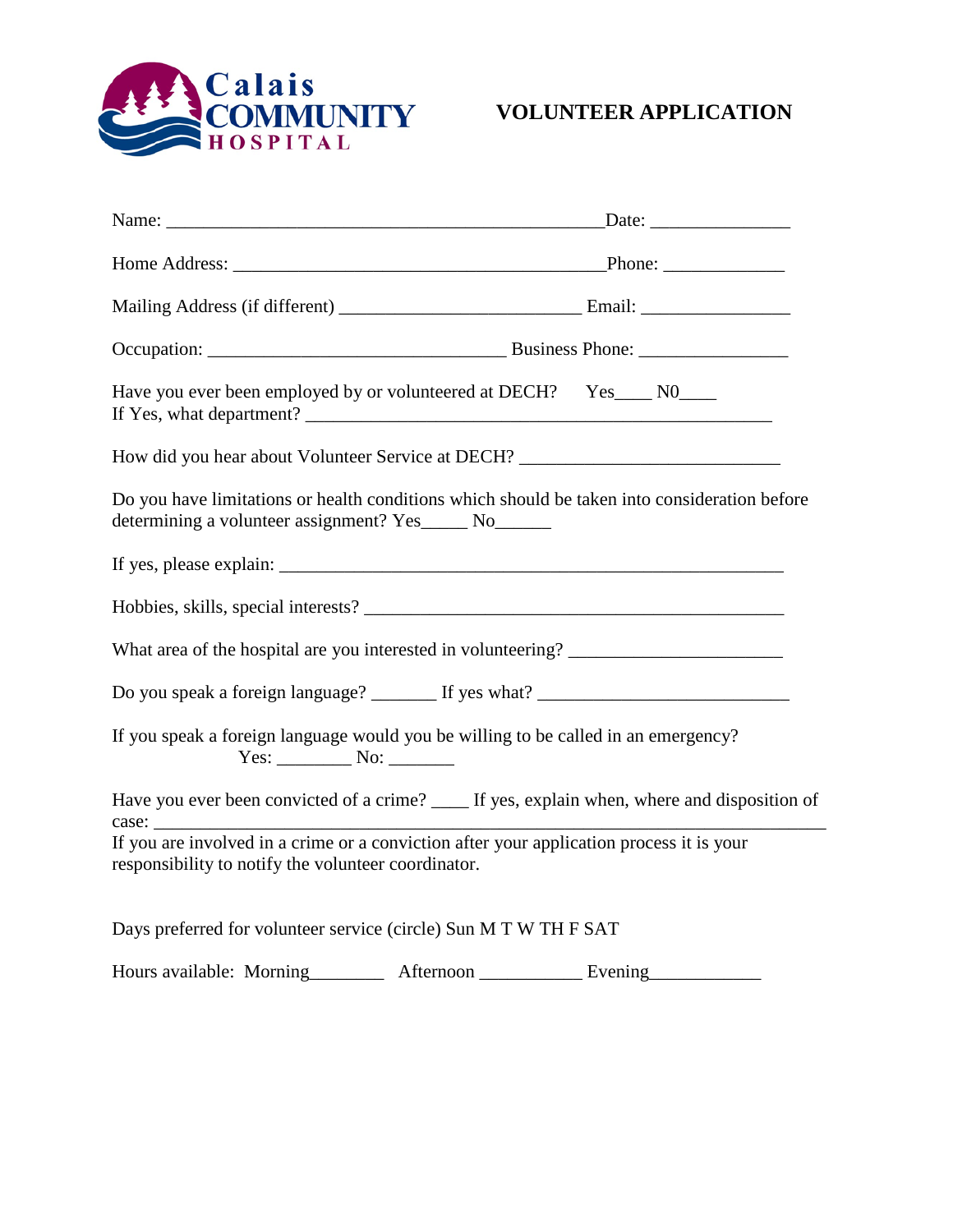Calais COMMUNITY HOSPITAL

# VOLUNTEER APPLICATION

Name: _______________________________________________Date: _______________

Home Address: _________________________________________Phone: _____________

Mailing Address (if different) _________________________ Email: ________________

Occupation: _______________________________ Business Phone: ________________

Have you ever been employed by or volunteered at DECH? Yes____ N0____
If Yes, what department? ___________________________________________________

How did you hear about Volunteer Service at DECH? ___________________________

Do you have limitations or health conditions which should be taken into consideration before determining a volunteer assignment? Yes_____ No______

If yes, please explain: _______________________________________________________

Hobbies, skills, special interests? ______________________________________________

What area of the hospital are you interested in volunteering? ______________________

Do you speak a foreign language? _______ If yes what? __________________________

If you speak a foreign language would you be willing to be called in an emergency?
Yes: ________ No: _______

Have you ever been convicted of a crime? ____ If yes, explain when, where and disposition of case: ___________________________________________________________________
If you are involved in a crime or a conviction after your application process it is your responsibility to notify the volunteer coordinator.

Days preferred for volunteer service (circle) Sun M T W TH F SAT

Hours available: Morning________ Afternoon ___________ Evening____________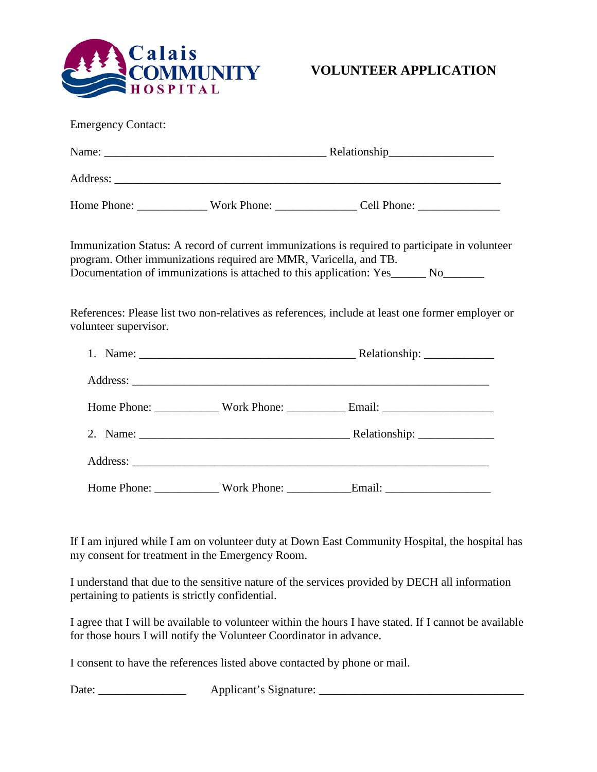# Calais COMMUNITY HOSPITAL

## VOLUNTEER APPLICATION

Emergency Contact:

Name: _____________________________________ Relationship_________________

Address: _________________________________________________________________

Home Phone: ____________ Work Phone: ______________ Cell Phone: ______________

Immunization Status: A record of current immunizations is required to participate in volunteer program. Other immunizations required are MMR, Varicella, and TB.
Documentation of immunizations is attached to this application: Yes______ No_______

References: Please list two non-relatives as references, include at least one former employer or volunteer supervisor.

1. Name: ____________________________________ Relationship: ____________

   Address: ____________________________________________________________

   Home Phone: ___________ Work Phone: __________ Email: ___________________

2. Name: ___________________________________ Relationship: _____________

   Address: ____________________________________________________________

   Home Phone: ___________ Work Phone: ___________Email: __________________

If I am injured while I am on volunteer duty at Down East Community Hospital, the hospital has my consent for treatment in the Emergency Room.

I understand that due to the sensitive nature of the services provided by DECH all information pertaining to patients is strictly confidential.

I agree that I will be available to volunteer within the hours I have stated. If I cannot be available for those hours I will notify the Volunteer Coordinator in advance.

I consent to have the references listed above contacted by phone or mail.

Date: _______________ Applicant's Signature: ___________________________________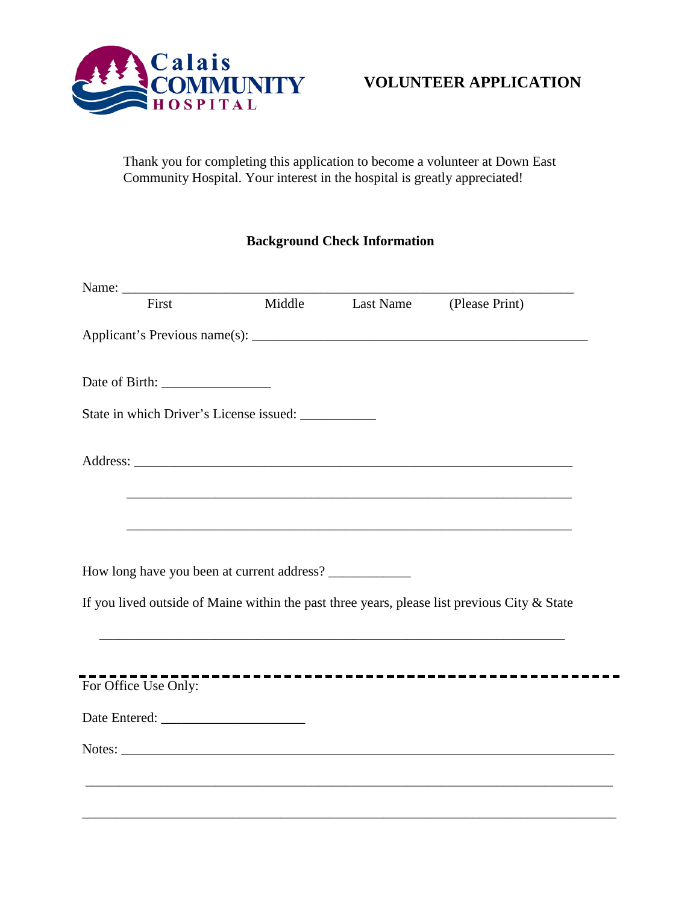Calais COMMUNITY HOSPITAL

# VOLUNTEER APPLICATION

Thank you for completing this application to become a volunteer at Down East Community Hospital. Your interest in the hospital is greatly appreciated!

## Background Check Information

Name: ___________________________________________________________________

First Middle Last Name (Please Print)

Applicant's Previous name(s): ______________________________________________

Date of Birth: ________________

State in which Driver's License issued: ___________

Address: _________________________________________________________________

_________________________________________________________________

_________________________________________________________________

How long have you been at current address? ____________

If you lived outside of Maine within the past three years, please list previous City & State

_____________________________________________________________________

---

For Office Use Only:

Date Entered: _____________________

Notes: ___________________________________________________________________________

___________________________________________________________________________

___________________________________________________________________________